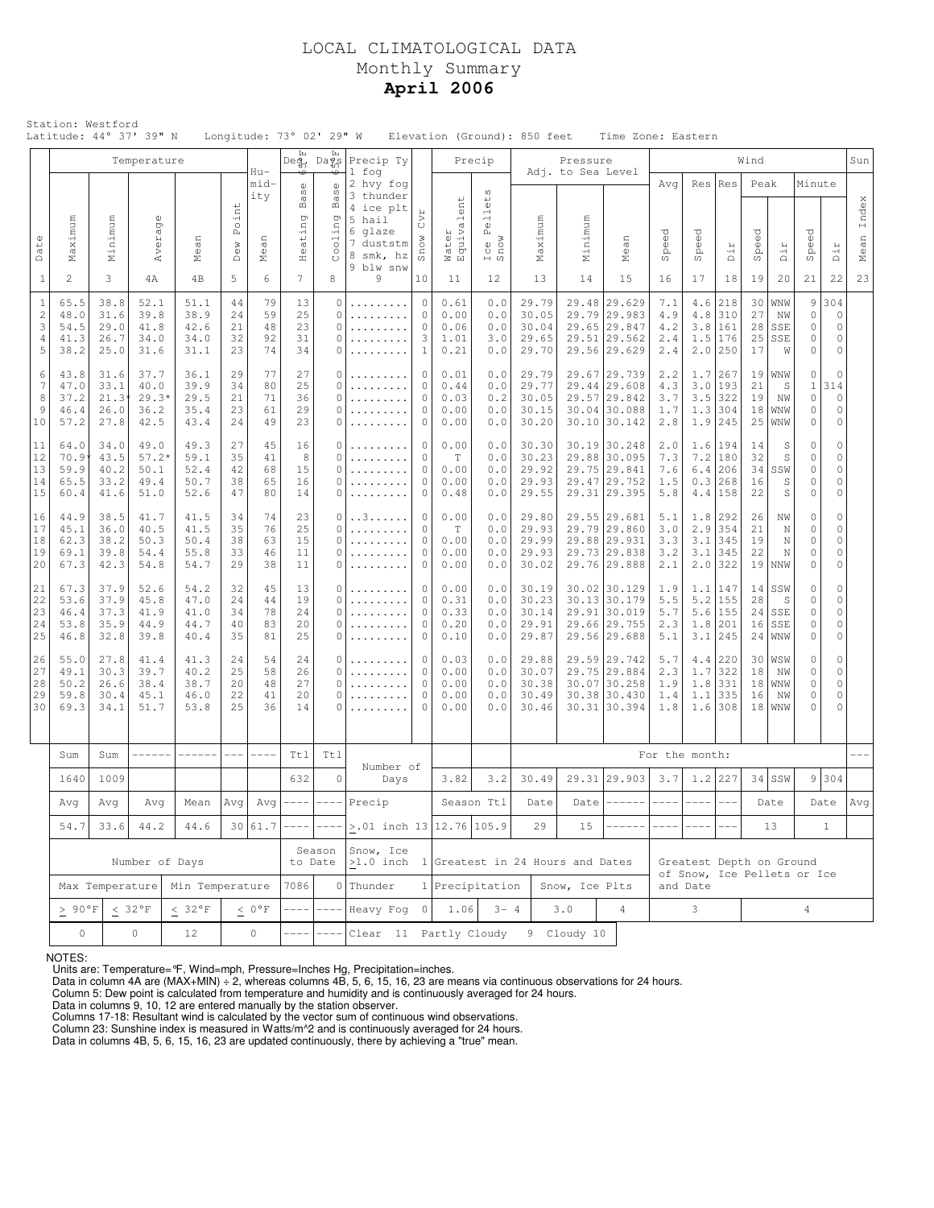# LOCAL CLIMATOLOGICAL DATA
## Monthly Summary
## **April 2006**

Station: Westford
Latitude: 44° 37' 39" N Longitude: 73° 02' 29" W Elevation (Ground): 850 feet Time Zone: Eastern

| Date | Temperature Maximum | Temperature Minimum | Temperature Average | Temperature Mean | Dew Point | Humidity Mean | Deg. Days 65°F Heating Base | Deg. Days 65°F Cooling Base | Precip Ty (1 fog, 2 hvy fog, 3 thunder, 4 ice plt, 5 hail, 6 glaze, 7 duststm, 8 smk, hz, 9 blw snw) | Snow Cvr | Precip Water Equivalent | Precip Ice Pellets Snow | Pressure Maximum | Pressure Minimum | Pressure Mean | Wind Avg Speed | Wind Res Speed | Wind Res Dir | Wind Peak Speed | Wind Peak Dir | Wind Minute Speed | Wind Minute Dir | Sun Mean Index |
|---|---|---|---|---|---|---|---|---|---|---|---|---|---|---|---|---|---|---|---|---|---|---|---|
| 1 | 2 | 3 | 4A | 4B | 5 | 6 | 7 | 8 | 9 | 10 | 11 | 12 | 13 | 14 | 15 | 16 | 17 | 18 | 19 | 20 | 21 | 22 | 23 |
| 1 | 65.5 | 38.8 | 52.1 | 51.1 | 44 | 79 | 13 | 0 | ......... | 0 | 0.61 | 0.0 | 29.79 | 29.48 | 29.629 | 7.1 | 4.6 | 218 | 30 | WNW | 9 | 304 | |
| 2 | 48.0 | 31.6 | 39.8 | 38.9 | 24 | 59 | 25 | 0 | ......... | 0 | 0.00 | 0.0 | 30.05 | 29.79 | 29.983 | 4.9 | 4.8 | 310 | 27 | NW | 0 | 0 | |
| 3 | 54.5 | 29.0 | 41.8 | 42.6 | 21 | 48 | 23 | 0 | ......... | 0 | 0.06 | 0.0 | 30.04 | 29.65 | 29.847 | 4.2 | 3.8 | 161 | 28 | SSE | 0 | 0 | |
| 4 | 41.3 | 26.7 | 34.0 | 34.0 | 32 | 92 | 31 | 0 | ......... | 3 | 1.01 | 3.0 | 29.65 | 29.51 | 29.562 | 2.4 | 1.5 | 176 | 25 | SSE | 0 | 0 | |
| 5 | 38.2 | 25.0 | 31.6 | 31.1 | 23 | 74 | 34 | 0 | ......... | 1 | 0.21 | 0.0 | 29.70 | 29.56 | 29.629 | 2.4 | 2.0 | 250 | 17 | W | 0 | 0 | |
| 6 | 43.8 | 31.6 | 37.7 | 36.1 | 29 | 77 | 27 | 0 | ......... | 0 | 0.01 | 0.0 | 29.79 | 29.67 | 29.739 | 2.2 | 1.7 | 267 | 19 | WNW | 0 | 0 | |
| 7 | 47.0 | 33.1 | 40.0 | 39.9 | 34 | 80 | 25 | 0 | ......... | 0 | 0.44 | 0.0 | 29.77 | 29.44 | 29.608 | 4.3 | 3.0 | 193 | 21 | S | 1 | 314 | |
| 8 | 37.2 | 21.3* | 29.3* | 29.5 | 21 | 71 | 36 | 0 | ......... | 0 | 0.03 | 0.2 | 30.05 | 29.57 | 29.842 | 3.7 | 3.5 | 322 | 19 | NW | 0 | 0 | |
| 9 | 46.4 | 26.0 | 36.2 | 35.4 | 23 | 61 | 29 | 0 | ......... | 0 | 0.00 | 0.0 | 30.15 | 30.04 | 30.088 | 1.7 | 1.3 | 304 | 18 | WNW | 0 | 0 | |
| 10 | 57.2 | 27.8 | 42.5 | 43.4 | 24 | 49 | 23 | 0 | ......... | 0 | 0.00 | 0.0 | 30.20 | 30.10 | 30.142 | 2.8 | 1.9 | 245 | 25 | WNW | 0 | 0 | |
| 11 | 64.0 | 34.0 | 49.0 | 49.3 | 27 | 45 | 16 | 0 | ......... | 0 | 0.00 | 0.0 | 30.30 | 30.19 | 30.248 | 2.0 | 1.6 | 194 | 14 | S | 0 | 0 | |
| 12 | 70.9* | 43.5 | 57.2* | 59.1 | 35 | 41 | 8 | 0 | ......... | 0 | T | 0.0 | 30.23 | 29.88 | 30.095 | 7.3 | 7.2 | 180 | 32 | S | 0 | 0 | |
| 13 | 59.9 | 40.2 | 50.1 | 52.4 | 42 | 68 | 15 | 0 | ......... | 0 | 0.00 | 0.0 | 29.92 | 29.75 | 29.841 | 7.6 | 6.4 | 206 | 34 | SSW | 0 | 0 | |
| 14 | 65.5 | 33.2 | 49.4 | 50.7 | 38 | 65 | 16 | 0 | ......... | 0 | 0.00 | 0.0 | 29.93 | 29.47 | 29.752 | 1.5 | 0.3 | 268 | 16 | S | 0 | 0 | |
| 15 | 60.4 | 41.6 | 51.0 | 52.6 | 47 | 80 | 14 | 0 | ......... | 0 | 0.48 | 0.0 | 29.55 | 29.31 | 29.395 | 5.8 | 4.4 | 158 | 22 | S | 0 | 0 | |
| 16 | 44.9 | 38.5 | 41.7 | 41.5 | 34 | 74 | 23 | 0 | ..3...... | 0 | 0.00 | 0.0 | 29.80 | 29.55 | 29.681 | 5.1 | 1.8 | 292 | 26 | NW | 0 | 0 | |
| 17 | 45.1 | 36.0 | 40.5 | 41.5 | 35 | 76 | 25 | 0 | ......... | 0 | T | 0.0 | 29.93 | 29.79 | 29.860 | 3.0 | 2.9 | 354 | 21 | N | 0 | 0 | |
| 18 | 62.3 | 38.2 | 50.3 | 50.4 | 38 | 63 | 15 | 0 | ......... | 0 | 0.00 | 0.0 | 29.99 | 29.88 | 29.931 | 3.3 | 3.1 | 345 | 19 | N | 0 | 0 | |
| 19 | 69.1 | 39.8 | 54.4 | 55.8 | 33 | 46 | 11 | 0 | ......... | 0 | 0.00 | 0.0 | 29.93 | 29.73 | 29.838 | 3.2 | 3.1 | 345 | 22 | N | 0 | 0 | |
| 20 | 67.3 | 42.3 | 54.8 | 54.7 | 29 | 38 | 11 | 0 | ......... | 0 | 0.00 | 0.0 | 30.02 | 29.76 | 29.888 | 2.1 | 2.0 | 322 | 19 | NNW | 0 | 0 | |
| 21 | 67.3 | 37.9 | 52.6 | 54.2 | 32 | 45 | 13 | 0 | ......... | 0 | 0.00 | 0.0 | 30.19 | 30.02 | 30.129 | 1.9 | 1.1 | 147 | 14 | SSW | 0 | 0 | |
| 22 | 53.6 | 37.9 | 45.8 | 47.0 | 24 | 44 | 19 | 0 | ......... | 0 | 0.31 | 0.0 | 30.23 | 30.13 | 30.179 | 5.5 | 5.2 | 155 | 28 | S | 0 | 0 | |
| 23 | 46.4 | 37.3 | 41.9 | 41.0 | 34 | 78 | 24 | 0 | ......... | 0 | 0.33 | 0.0 | 30.14 | 29.91 | 30.019 | 5.7 | 5.6 | 155 | 24 | SSE | 0 | 0 | |
| 24 | 53.8 | 35.9 | 44.9 | 44.7 | 40 | 83 | 20 | 0 | ......... | 0 | 0.20 | 0.0 | 29.91 | 29.66 | 29.755 | 2.3 | 1.8 | 201 | 16 | SSE | 0 | 0 | |
| 25 | 46.8 | 32.8 | 39.8 | 40.4 | 35 | 81 | 25 | 0 | ......... | 0 | 0.10 | 0.0 | 29.87 | 29.56 | 29.688 | 5.1 | 3.1 | 245 | 24 | WNW | 0 | 0 | |
| 26 | 55.0 | 27.8 | 41.4 | 41.3 | 24 | 54 | 24 | 0 | ......... | 0 | 0.03 | 0.0 | 29.88 | 29.59 | 29.742 | 5.7 | 4.4 | 220 | 30 | WSW | 0 | 0 | |
| 27 | 49.1 | 30.3 | 39.7 | 40.2 | 25 | 58 | 26 | 0 | ......... | 0 | 0.00 | 0.0 | 30.07 | 29.75 | 29.884 | 2.3 | 1.7 | 322 | 18 | NW | 0 | 0 | |
| 28 | 50.2 | 26.6 | 38.4 | 38.7 | 20 | 48 | 27 | 0 | ......... | 0 | 0.00 | 0.0 | 30.38 | 30.07 | 30.258 | 1.9 | 1.8 | 331 | 18 | WNW | 0 | 0 | |
| 29 | 59.8 | 30.4 | 45.1 | 46.0 | 22 | 41 | 20 | 0 | ......... | 0 | 0.00 | 0.0 | 30.49 | 30.38 | 30.430 | 1.4 | 1.1 | 335 | 16 | NW | 0 | 0 | |
| 30 | 69.3 | 34.1 | 51.7 | 53.8 | 25 | 36 | 14 | 0 | ......... | 0 | 0.00 | 0.0 | 30.46 | 30.31 | 30.394 | 1.8 | 1.6 | 308 | 18 | WNW | 0 | 0 | |
| | Sum | Sum | ------ | ------ | --- | ---- | Ttl | Ttl | Number of Days | | | | For the month: | | | | | | | | | | --- |
| | 1640 | 1009 | | | | | 632 | 0 | | | 3.82 | 3.2 | 30.49 | 29.31 | 29.903 | 3.7 | 1.2 | 227 | 34 | SSW | 9 | 304 | |
| | Avg | Avg | Avg | Mean | Avg | Avg | ---- | ---- | Precip | | Season Ttl | | Date | Date | ------ | ---- | ---- | --- | Date | | Date | | Avg |
| | 54.7 | 33.6 | 44.2 | 44.6 | 30 | 61.7 | ---- | ---- | >.01 inch 13 | | 12.76 | 105.9 | 29 | 15 | ------ | ---- | ---- | --- | 13 | | 1 | | |

| Number of Days | | | | Season to Date | | Snow, Ice >1.0 inch | 1 | Greatest in 24 Hours and Dates | | | | Greatest Depth on Ground of Snow, Ice Pellets or Ice and Date | |
|---|---|---|---|---|---|---|---|---|---|---|---|---|---|
| Max Temperature | | Min Temperature | | 7086 | 0 | Thunder | 1 | Precipitation | | Snow, Ice Plts | | | |
| > 90°F | < 32°F | < 32°F | < 0°F | ---- | ---- | Heavy Fog | 0 | 1.06 | 3- 4 | 3.0 | 4 | 3 | 4 |
| 0 | 0 | 12 | 0 | ---- | ---- | Clear 11 | | Partly Cloudy 9 | | Cloudy 10 | | | |

NOTES:
Units are: Temperature=°F, Wind=mph, Pressure=Inches Hg, Precipitation=inches.
Data in column 4A are (MAX+MIN) ÷ 2, whereas columns 4B, 5, 6, 15, 16, 23 are means via continuous observations for 24 hours.
Column 5: Dew point is calculated from temperature and humidity and is continuously averaged for 24 hours.
Data in columns 9, 10, 12 are entered manually by the station observer.
Columns 17-18: Resultant wind is calculated by the vector sum of continuous wind observations.
Column 23: Sunshine index is measured in Watts/m^2 and is continuously averaged for 24 hours.
Data in columns 4B, 5, 6, 15, 16, 23 are updated continuously, there by achieving a "true" mean.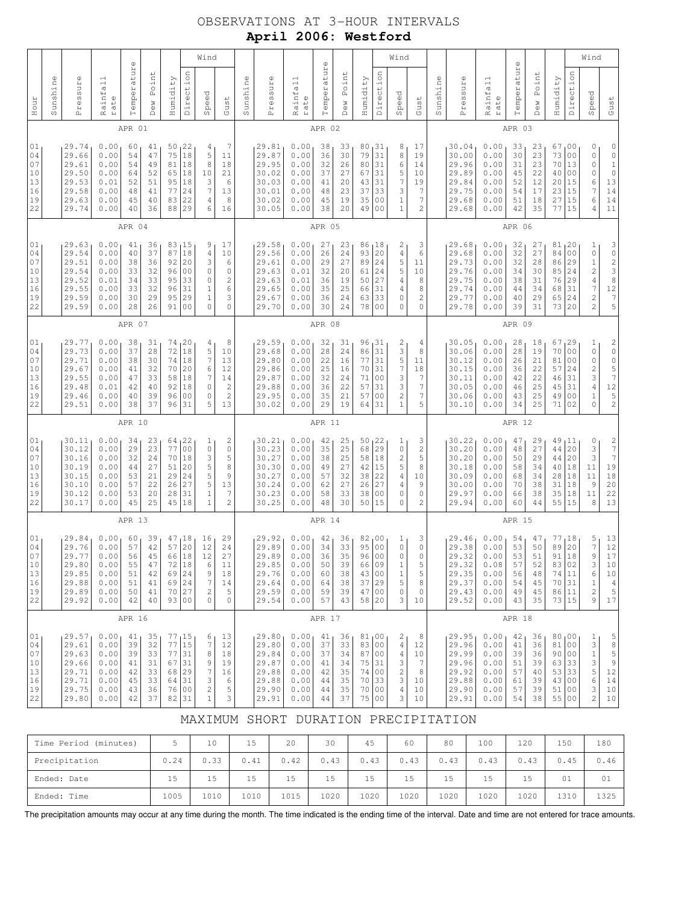# OBSERVATIONS AT 3-HOUR INTERVALS

## April 2006: Westford

### APR 01 / APR 02 / APR 03

| Hour | Sunshine | Pressure | Rainfall rate | Temperature | Dew Point | Humidity | Wind Direction | Wind Speed | Wind Gust | Sunshine | Pressure | Rainfall rate | Temperature | Dew Point | Humidity | Wind Direction | Wind Speed | Wind Gust | Sunshine | Pressure | Rainfall rate | Temperature | Dew Point | Humidity | Wind Direction | Wind Speed | Wind Gust |
|---|---|---|---|---|---|---|---|---|---|---|---|---|---|---|---|---|---|---|---|---|---|---|---|---|---|---|---|
| 01 | | 29.74 | 0.00 | 60 | 41 | 50 | 22 | 4 | 7 | | 29.81 | 0.00 | 38 | 33 | 80 | 31 | 8 | 17 | | 30.04 | 0.00 | 33 | 23 | 67 | 00 | 0 | 0 |
| 04 | | 29.66 | 0.00 | 54 | 47 | 75 | 18 | 5 | 11 | | 29.87 | 0.00 | 36 | 30 | 79 | 31 | 8 | 19 | | 30.00 | 0.00 | 30 | 23 | 73 | 00 | 0 | 0 |
| 07 | | 29.61 | 0.00 | 54 | 49 | 81 | 18 | 8 | 18 | | 29.95 | 0.00 | 32 | 26 | 80 | 31 | 6 | 14 | | 29.96 | 0.00 | 31 | 23 | 70 | 13 | 0 | 1 |
| 10 | | 29.50 | 0.00 | 64 | 52 | 65 | 18 | 10 | 21 | | 30.02 | 0.00 | 37 | 27 | 67 | 31 | 5 | 10 | | 29.89 | 0.00 | 45 | 22 | 40 | 00 | 0 | 0 |
| 13 | | 29.53 | 0.01 | 52 | 51 | 95 | 18 | 3 | 6 | | 30.03 | 0.00 | 41 | 20 | 43 | 31 | 7 | 19 | | 29.84 | 0.00 | 52 | 12 | 20 | 15 | 6 | 13 |
| 16 | | 29.58 | 0.00 | 48 | 41 | 77 | 24 | 7 | 13 | | 30.01 | 0.00 | 48 | 23 | 37 | 33 | 3 | 7 | | 29.75 | 0.00 | 54 | 17 | 23 | 15 | 7 | 14 |
| 19 | | 29.63 | 0.00 | 45 | 40 | 83 | 22 | 4 | 8 | | 30.02 | 0.00 | 45 | 19 | 35 | 00 | 1 | 7 | | 29.68 | 0.00 | 51 | 18 | 27 | 15 | 6 | 14 |
| 22 | | 29.74 | 0.00 | 40 | 36 | 88 | 29 | 6 | 16 | | 30.05 | 0.00 | 38 | 20 | 49 | 00 | 1 | 2 | | 29.68 | 0.00 | 42 | 35 | 77 | 15 | 4 | 11 |

### APR 04 / APR 05 / APR 06

| Hour | Sunshine | Pressure | Rainfall rate | Temperature | Dew Point | Humidity | Wind Direction | Wind Speed | Wind Gust | Sunshine | Pressure | Rainfall rate | Temperature | Dew Point | Humidity | Wind Direction | Wind Speed | Wind Gust | Sunshine | Pressure | Rainfall rate | Temperature | Dew Point | Humidity | Wind Direction | Wind Speed | Wind Gust |
|---|---|---|---|---|---|---|---|---|---|---|---|---|---|---|---|---|---|---|---|---|---|---|---|---|---|---|---|
| 01 | | 29.63 | 0.00 | 41 | 36 | 83 | 15 | 9 | 17 | | 29.58 | 0.00 | 27 | 23 | 86 | 18 | 2 | 3 | | 29.68 | 0.00 | 32 | 27 | 81 | 20 | 1 | 3 |
| 04 | | 29.54 | 0.00 | 40 | 37 | 87 | 18 | 4 | 10 | | 29.56 | 0.00 | 26 | 24 | 93 | 20 | 4 | 6 | | 29.68 | 0.00 | 32 | 27 | 84 | 00 | 0 | 0 |
| 07 | | 29.51 | 0.00 | 38 | 36 | 92 | 20 | 3 | 6 | | 29.61 | 0.00 | 29 | 27 | 89 | 24 | 5 | 11 | | 29.73 | 0.00 | 32 | 28 | 86 | 29 | 1 | 2 |
| 10 | | 29.54 | 0.00 | 33 | 32 | 96 | 00 | 0 | 0 | | 29.63 | 0.01 | 32 | 20 | 61 | 24 | 5 | 10 | | 29.76 | 0.00 | 34 | 30 | 85 | 24 | 2 | 3 |
| 13 | | 29.52 | 0.01 | 34 | 33 | 95 | 33 | 0 | 2 | | 29.63 | 0.01 | 36 | 19 | 50 | 27 | 4 | 8 | | 29.75 | 0.00 | 38 | 31 | 76 | 29 | 4 | 8 |
| 16 | | 29.55 | 0.00 | 33 | 32 | 96 | 31 | 1 | 6 | | 29.65 | 0.00 | 35 | 25 | 66 | 31 | 4 | 8 | | 29.74 | 0.00 | 44 | 34 | 68 | 31 | 7 | 12 |
| 19 | | 29.59 | 0.00 | 30 | 29 | 95 | 29 | 1 | 3 | | 29.67 | 0.00 | 36 | 24 | 63 | 33 | 0 | 2 | | 29.77 | 0.00 | 40 | 29 | 65 | 24 | 2 | 7 |
| 22 | | 29.59 | 0.00 | 28 | 26 | 91 | 00 | 0 | 0 | | 29.70 | 0.00 | 30 | 24 | 78 | 00 | 0 | 0 | | 29.78 | 0.00 | 39 | 31 | 73 | 20 | 2 | 5 |

### APR 07 / APR 08 / APR 09

| Hour | Sunshine | Pressure | Rainfall rate | Temperature | Dew Point | Humidity | Wind Direction | Wind Speed | Wind Gust | Sunshine | Pressure | Rainfall rate | Temperature | Dew Point | Humidity | Wind Direction | Wind Speed | Wind Gust | Sunshine | Pressure | Rainfall rate | Temperature | Dew Point | Humidity | Wind Direction | Wind Speed | Wind Gust |
|---|---|---|---|---|---|---|---|---|---|---|---|---|---|---|---|---|---|---|---|---|---|---|---|---|---|---|---|
| 01 | | 29.77 | 0.00 | 38 | 31 | 74 | 20 | 4 | 8 | | 29.59 | 0.00 | 32 | 31 | 96 | 31 | 2 | 4 | | 30.05 | 0.00 | 28 | 18 | 67 | 29 | 1 | 2 |
| 04 | | 29.73 | 0.00 | 37 | 28 | 72 | 18 | 5 | 10 | | 29.68 | 0.00 | 28 | 24 | 86 | 31 | 3 | 8 | | 30.06 | 0.00 | 28 | 19 | 70 | 00 | 0 | 0 |
| 07 | | 29.71 | 0.00 | 38 | 30 | 74 | 18 | 7 | 13 | | 29.80 | 0.00 | 22 | 16 | 77 | 31 | 5 | 11 | | 30.12 | 0.00 | 26 | 21 | 81 | 00 | 0 | 0 |
| 10 | | 29.67 | 0.00 | 41 | 32 | 70 | 20 | 6 | 12 | | 29.86 | 0.00 | 25 | 16 | 70 | 31 | 7 | 18 | | 30.15 | 0.00 | 36 | 22 | 57 | 24 | 2 | 5 |
| 13 | | 29.55 | 0.00 | 47 | 33 | 58 | 18 | 7 | 14 | | 29.87 | 0.00 | 32 | 24 | 71 | 00 | 3 | 7 | | 30.11 | 0.00 | 42 | 22 | 46 | 31 | 3 | 7 |
| 16 | | 29.48 | 0.01 | 42 | 40 | 92 | 18 | 0 | 2 | | 29.88 | 0.00 | 36 | 22 | 57 | 31 | 3 | 7 | | 30.05 | 0.00 | 46 | 25 | 45 | 31 | 4 | 12 |
| 19 | | 29.46 | 0.00 | 40 | 39 | 96 | 00 | 0 | 2 | | 29.95 | 0.00 | 35 | 21 | 57 | 00 | 2 | 7 | | 30.06 | 0.00 | 43 | 25 | 49 | 00 | 1 | 5 |
| 22 | | 29.51 | 0.00 | 38 | 37 | 96 | 31 | 5 | 13 | | 30.02 | 0.00 | 29 | 19 | 64 | 31 | 1 | 5 | | 30.10 | 0.00 | 34 | 25 | 71 | 02 | 0 | 2 |

### APR 10 / APR 11 / APR 12

| Hour | Sunshine | Pressure | Rainfall rate | Temperature | Dew Point | Humidity | Wind Direction | Wind Speed | Wind Gust | Sunshine | Pressure | Rainfall rate | Temperature | Dew Point | Humidity | Wind Direction | Wind Speed | Wind Gust | Sunshine | Pressure | Rainfall rate | Temperature | Dew Point | Humidity | Wind Direction | Wind Speed | Wind Gust |
|---|---|---|---|---|---|---|---|---|---|---|---|---|---|---|---|---|---|---|---|---|---|---|---|---|---|---|---|
| 01 | | 30.11 | 0.00 | 34 | 23 | 64 | 22 | 1 | 2 | | 30.21 | 0.00 | 42 | 25 | 50 | 22 | 1 | 3 | | 30.22 | 0.00 | 47 | 29 | 49 | 11 | 0 | 2 |
| 04 | | 30.12 | 0.00 | 29 | 23 | 77 | 00 | 0 | 0 | | 30.23 | 0.00 | 35 | 25 | 68 | 29 | 0 | 2 | | 30.20 | 0.00 | 48 | 27 | 44 | 20 | 3 | 7 |
| 07 | | 30.16 | 0.00 | 32 | 24 | 70 | 18 | 3 | 5 | | 30.27 | 0.00 | 38 | 25 | 58 | 18 | 2 | 5 | | 30.20 | 0.00 | 50 | 29 | 44 | 20 | 3 | 7 |
| 10 | | 30.19 | 0.00 | 44 | 27 | 51 | 20 | 5 | 8 | | 30.30 | 0.00 | 49 | 27 | 42 | 15 | 5 | 8 | | 30.18 | 0.00 | 58 | 34 | 40 | 18 | 11 | 19 |
| 13 | | 30.15 | 0.00 | 53 | 21 | 28 | 24 | 5 | 9 | | 30.27 | 0.00 | 57 | 32 | 38 | 22 | 4 | 10 | | 30.09 | 0.00 | 68 | 34 | 28 | 18 | 11 | 18 |
| 16 | | 30.10 | 0.00 | 57 | 22 | 26 | 27 | 5 | 13 | | 30.24 | 0.00 | 62 | 27 | 26 | 27 | 4 | 9 | | 30.00 | 0.00 | 70 | 38 | 31 | 18 | 9 | 20 |
| 19 | | 30.12 | 0.00 | 53 | 20 | 28 | 31 | 1 | 7 | | 30.23 | 0.00 | 58 | 33 | 38 | 00 | 0 | 0 | | 29.97 | 0.00 | 66 | 38 | 35 | 18 | 11 | 22 |
| 22 | | 30.17 | 0.00 | 45 | 25 | 45 | 18 | 1 | 2 | | 30.25 | 0.00 | 48 | 30 | 50 | 15 | 0 | 2 | | 29.94 | 0.00 | 60 | 44 | 55 | 15 | 8 | 13 |

### APR 13 / APR 14 / APR 15

| Hour | Sunshine | Pressure | Rainfall rate | Temperature | Dew Point | Humidity | Wind Direction | Wind Speed | Wind Gust | Sunshine | Pressure | Rainfall rate | Temperature | Dew Point | Humidity | Wind Direction | Wind Speed | Wind Gust | Sunshine | Pressure | Rainfall rate | Temperature | Dew Point | Humidity | Wind Direction | Wind Speed | Wind Gust |
|---|---|---|---|---|---|---|---|---|---|---|---|---|---|---|---|---|---|---|---|---|---|---|---|---|---|---|---|
| 01 | | 29.84 | 0.00 | 60 | 39 | 47 | 18 | 16 | 29 | | 29.92 | 0.00 | 42 | 36 | 82 | 00 | 1 | 3 | | 29.46 | 0.00 | 54 | 47 | 77 | 18 | 5 | 13 |
| 04 | | 29.76 | 0.00 | 57 | 42 | 57 | 20 | 12 | 24 | | 29.89 | 0.00 | 34 | 33 | 95 | 00 | 0 | 0 | | 29.38 | 0.00 | 53 | 50 | 89 | 20 | 7 | 12 |
| 07 | | 29.77 | 0.00 | 56 | 45 | 66 | 18 | 12 | 27 | | 29.89 | 0.00 | 36 | 35 | 96 | 00 | 0 | 0 | | 29.32 | 0.00 | 53 | 51 | 91 | 18 | 9 | 17 |
| 10 | | 29.80 | 0.00 | 55 | 47 | 72 | 18 | 6 | 11 | | 29.85 | 0.00 | 50 | 39 | 66 | 09 | 1 | 5 | | 29.32 | 0.08 | 57 | 52 | 83 | 02 | 3 | 10 |
| 13 | | 29.85 | 0.00 | 51 | 42 | 69 | 24 | 9 | 18 | | 29.76 | 0.00 | 60 | 38 | 43 | 00 | 1 | 5 | | 29.35 | 0.00 | 56 | 48 | 74 | 11 | 6 | 10 |
| 16 | | 29.88 | 0.00 | 51 | 41 | 69 | 24 | 7 | 14 | | 29.64 | 0.00 | 64 | 38 | 37 | 29 | 5 | 8 | | 29.37 | 0.00 | 54 | 45 | 70 | 31 | 1 | 4 |
| 19 | | 29.89 | 0.00 | 50 | 41 | 70 | 27 | 2 | 9 | | 29.59 | 0.00 | 59 | 39 | 47 | 00 | 0 | 0 | | 29.43 | 0.00 | 49 | 45 | 86 | 11 | 2 | 5 |
| 22 | | 29.92 | 0.00 | 42 | 40 | 93 | 00 | 0 | 0 | | 29.54 | 0.00 | 57 | 43 | 58 | 20 | 3 | 10 | | 29.52 | 0.00 | 43 | 35 | 73 | 15 | 9 | 17 |

### APR 16 / APR 17 / APR 18

| Hour | Sunshine | Pressure | Rainfall rate | Temperature | Dew Point | Humidity | Wind Direction | Wind Speed | Wind Gust | Sunshine | Pressure | Rainfall rate | Temperature | Dew Point | Humidity | Wind Direction | Wind Speed | Wind Gust | Sunshine | Pressure | Rainfall rate | Temperature | Dew Point | Humidity | Wind Direction | Wind Speed | Wind Gust |
|---|---|---|---|---|---|---|---|---|---|---|---|---|---|---|---|---|---|---|---|---|---|---|---|---|---|---|---|
| 01 | | 29.57 | 0.00 | 41 | 35 | 77 | 15 | 6 | 13 | | 29.80 | 0.00 | 41 | 36 | 81 | 00 | 2 | 8 | | 29.95 | 0.00 | 42 | 36 | 80 | 00 | 1 | 5 |
| 04 | | 29.61 | 0.00 | 39 | 32 | 77 | 15 | 7 | 12 | | 29.80 | 0.00 | 37 | 33 | 83 | 00 | 4 | 12 | | 29.96 | 0.00 | 41 | 36 | 81 | 00 | 3 | 8 |
| 07 | | 29.63 | 0.00 | 39 | 33 | 77 | 31 | 8 | 18 | | 29.84 | 0.00 | 37 | 34 | 87 | 00 | 4 | 10 | | 29.99 | 0.00 | 39 | 36 | 90 | 00 | 1 | 5 |
| 10 | | 29.66 | 0.00 | 41 | 31 | 67 | 31 | 9 | 19 | | 29.87 | 0.00 | 41 | 34 | 75 | 31 | 3 | 7 | | 29.96 | 0.00 | 51 | 39 | 63 | 33 | 3 | 9 |
| 13 | | 29.71 | 0.00 | 42 | 33 | 68 | 29 | 7 | 16 | | 29.88 | 0.00 | 42 | 35 | 74 | 00 | 2 | 8 | | 29.92 | 0.00 | 57 | 40 | 53 | 33 | 5 | 12 |
| 16 | | 29.71 | 0.00 | 45 | 33 | 64 | 31 | 3 | 6 | | 29.88 | 0.00 | 44 | 35 | 70 | 33 | 3 | 10 | | 29.88 | 0.00 | 61 | 39 | 43 | 00 | 6 | 14 |
| 19 | | 29.75 | 0.00 | 43 | 36 | 76 | 00 | 2 | 5 | | 29.90 | 0.00 | 44 | 35 | 70 | 00 | 4 | 10 | | 29.90 | 0.00 | 57 | 39 | 51 | 00 | 3 | 10 |
| 22 | | 29.80 | 0.00 | 42 | 37 | 82 | 31 | 1 | 3 | | 29.91 | 0.00 | 44 | 37 | 75 | 00 | 3 | 10 | | 29.91 | 0.00 | 54 | 38 | 55 | 00 | 2 | 10 |

## MAXIMUM SHORT DURATION PRECIPITATION

| Time Period (minutes) | 5 | 10 | 15 | 20 | 30 | 45 | 60 | 80 | 100 | 120 | 150 | 180 |
|---|---|---|---|---|---|---|---|---|---|---|---|---|
| Precipitation | 0.24 | 0.33 | 0.41 | 0.42 | 0.43 | 0.43 | 0.43 | 0.43 | 0.43 | 0.43 | 0.45 | 0.46 |
| Ended: Date | 15 | 15 | 15 | 15 | 15 | 15 | 15 | 15 | 15 | 15 | 01 | 01 |
| Ended: Time | 1005 | 1010 | 1010 | 1015 | 1020 | 1020 | 1020 | 1020 | 1020 | 1020 | 1310 | 1325 |

The precipitation amounts may occur at any time during the month. The time indicated is the ending time of the interval. Date and time are not entered for trace amounts.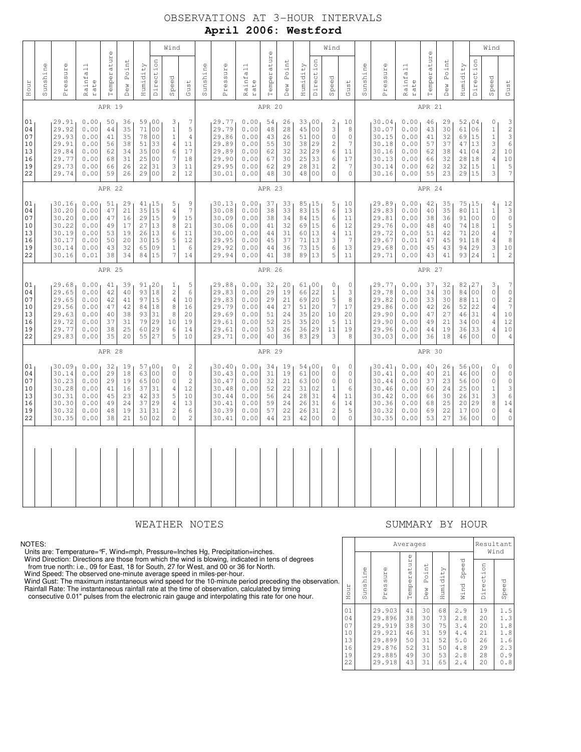# OBSERVATIONS AT 3-HOUR INTERVALS

## April 2006: Westford

### APR 19

| Hour | Sunshine | Pressure | Rainfall rate | Temperature | Dew Point | Humidity | Wind Direction | Wind Speed | Wind Gust |
|---|---|---|---|---|---|---|---|---|---|
| 01 | | 29.91 | 0.00 | 50 | 36 | 59 | 00 | 3 | 7 |
| 04 | | 29.92 | 0.00 | 44 | 35 | 71 | 00 | 1 | 5 |
| 07 | | 29.93 | 0.00 | 41 | 35 | 78 | 00 | 1 | 4 |
| 10 | | 29.91 | 0.00 | 56 | 38 | 51 | 33 | 4 | 11 |
| 13 | | 29.84 | 0.00 | 62 | 34 | 35 | 00 | 6 | 17 |
| 16 | | 29.77 | 0.00 | 68 | 31 | 25 | 00 | 7 | 18 |
| 19 | | 29.73 | 0.00 | 66 | 26 | 22 | 31 | 3 | 11 |
| 22 | | 29.74 | 0.00 | 59 | 26 | 29 | 00 | 2 | 12 |

### APR 20

| Hour | Sunshine | Pressure | Rainfall rate | Temperature | Dew Point | Humidity | Wind Direction | Wind Speed | Wind Gust |
|---|---|---|---|---|---|---|---|---|---|
| 01 | | 29.77 | 0.00 | 54 | 26 | 33 | 00 | 2 | 10 |
| 04 | | 29.79 | 0.00 | 48 | 28 | 45 | 00 | 3 | 8 |
| 07 | | 29.86 | 0.00 | 43 | 26 | 51 | 00 | 0 | 0 |
| 10 | | 29.89 | 0.00 | 55 | 30 | 38 | 29 | 2 | 7 |
| 13 | | 29.89 | 0.00 | 62 | 32 | 32 | 29 | 6 | 11 |
| 16 | | 29.90 | 0.00 | 67 | 30 | 25 | 33 | 6 | 17 |
| 19 | | 29.95 | 0.00 | 62 | 29 | 28 | 31 | 2 | 7 |
| 22 | | 30.01 | 0.00 | 48 | 30 | 48 | 00 | 0 | 0 |

### APR 21

| Hour | Sunshine | Pressure | Rainfall rate | Temperature | Dew Point | Humidity | Wind Direction | Wind Speed | Wind Gust |
|---|---|---|---|---|---|---|---|---|---|
| 01 | | 30.04 | 0.00 | 46 | 29 | 52 | 04 | 0 | 3 |
| 04 | | 30.07 | 0.00 | 43 | 30 | 61 | 06 | 1 | 2 |
| 07 | | 30.15 | 0.00 | 41 | 32 | 69 | 15 | 1 | 3 |
| 10 | | 30.18 | 0.00 | 57 | 37 | 47 | 13 | 3 | 6 |
| 13 | | 30.16 | 0.00 | 62 | 38 | 41 | 04 | 2 | 10 |
| 16 | | 30.13 | 0.00 | 66 | 32 | 28 | 18 | 4 | 10 |
| 19 | | 30.14 | 0.00 | 62 | 32 | 32 | 15 | 1 | 5 |
| 22 | | 30.16 | 0.00 | 55 | 23 | 29 | 15 | 3 | 7 |

### APR 22

| Hour | Sunshine | Pressure | Rainfall rate | Temperature | Dew Point | Humidity | Wind Direction | Wind Speed | Wind Gust |
|---|---|---|---|---|---|---|---|---|---|
| 01 | | 30.16 | 0.00 | 51 | 29 | 41 | 15 | 5 | 9 |
| 04 | | 30.20 | 0.00 | 47 | 21 | 35 | 15 | 4 | 7 |
| 07 | | 30.20 | 0.00 | 47 | 16 | 29 | 15 | 9 | 15 |
| 10 | | 30.22 | 0.00 | 49 | 17 | 27 | 13 | 8 | 21 |
| 13 | | 30.19 | 0.00 | 53 | 19 | 26 | 13 | 6 | 11 |
| 16 | | 30.17 | 0.00 | 50 | 20 | 30 | 15 | 5 | 12 |
| 19 | | 30.14 | 0.00 | 43 | 32 | 65 | 09 | 1 | 6 |
| 22 | | 30.16 | 0.01 | 38 | 34 | 84 | 15 | 7 | 14 |

### APR 23

| Hour | Sunshine | Pressure | Rainfall rate | Temperature | Dew Point | Humidity | Wind Direction | Wind Speed | Wind Gust |
|---|---|---|---|---|---|---|---|---|---|
| 01 | | 30.13 | 0.00 | 37 | 33 | 85 | 15 | 5 | 10 |
| 04 | | 30.08 | 0.00 | 38 | 33 | 83 | 15 | 6 | 13 |
| 07 | | 30.09 | 0.00 | 38 | 34 | 84 | 15 | 6 | 11 |
| 10 | | 30.06 | 0.00 | 41 | 32 | 69 | 15 | 6 | 12 |
| 13 | | 30.00 | 0.00 | 44 | 31 | 60 | 13 | 4 | 11 |
| 16 | | 29.95 | 0.00 | 45 | 37 | 71 | 13 | 3 | 7 |
| 19 | | 29.92 | 0.00 | 44 | 36 | 73 | 15 | 6 | 13 |
| 22 | | 29.94 | 0.00 | 41 | 38 | 89 | 13 | 5 | 11 |

### APR 24

| Hour | Sunshine | Pressure | Rainfall rate | Temperature | Dew Point | Humidity | Wind Direction | Wind Speed | Wind Gust |
|---|---|---|---|---|---|---|---|---|---|
| 01 | | 29.89 | 0.00 | 42 | 35 | 75 | 15 | 4 | 12 |
| 04 | | 29.83 | 0.00 | 40 | 35 | 80 | 11 | 1 | 3 |
| 07 | | 29.81 | 0.00 | 38 | 36 | 91 | 00 | 0 | 0 |
| 10 | | 29.76 | 0.00 | 48 | 40 | 74 | 18 | 1 | 5 |
| 13 | | 29.72 | 0.00 | 51 | 42 | 71 | 20 | 4 | 7 |
| 16 | | 29.67 | 0.01 | 47 | 45 | 91 | 18 | 4 | 8 |
| 19 | | 29.68 | 0.00 | 45 | 43 | 94 | 29 | 3 | 10 |
| 22 | | 29.71 | 0.00 | 43 | 41 | 93 | 24 | 1 | 2 |

### APR 25

| Hour | Sunshine | Pressure | Rainfall rate | Temperature | Dew Point | Humidity | Wind Direction | Wind Speed | Wind Gust |
|---|---|---|---|---|---|---|---|---|---|
| 01 | | 29.68 | 0.00 | 41 | 39 | 91 | 20 | 1 | 5 |
| 04 | | 29.65 | 0.00 | 42 | 40 | 93 | 18 | 2 | 6 |
| 07 | | 29.65 | 0.00 | 42 | 41 | 97 | 15 | 4 | 10 |
| 10 | | 29.56 | 0.00 | 47 | 42 | 84 | 18 | 8 | 16 |
| 13 | | 29.63 | 0.00 | 40 | 38 | 93 | 31 | 8 | 20 |
| 16 | | 29.72 | 0.00 | 37 | 31 | 79 | 29 | 10 | 19 |
| 19 | | 29.77 | 0.00 | 38 | 25 | 60 | 29 | 6 | 14 |
| 22 | | 29.83 | 0.00 | 35 | 20 | 55 | 27 | 5 | 10 |

### APR 26

| Hour | Sunshine | Pressure | Rainfall rate | Temperature | Dew Point | Humidity | Wind Direction | Wind Speed | Wind Gust |
|---|---|---|---|---|---|---|---|---|---|
| 01 | | 29.88 | 0.00 | 32 | 20 | 61 | 00 | 0 | 0 |
| 04 | | 29.83 | 0.00 | 29 | 19 | 66 | 22 | 1 | 3 |
| 07 | | 29.83 | 0.00 | 29 | 21 | 69 | 20 | 5 | 8 |
| 10 | | 29.79 | 0.00 | 44 | 27 | 51 | 20 | 7 | 17 |
| 13 | | 29.69 | 0.00 | 51 | 24 | 35 | 20 | 10 | 20 |
| 16 | | 29.61 | 0.00 | 52 | 25 | 35 | 20 | 5 | 11 |
| 19 | | 29.61 | 0.00 | 53 | 26 | 36 | 29 | 11 | 19 |
| 22 | | 29.71 | 0.00 | 40 | 36 | 83 | 29 | 3 | 8 |

### APR 27

| Hour | Sunshine | Pressure | Rainfall rate | Temperature | Dew Point | Humidity | Wind Direction | Wind Speed | Wind Gust |
|---|---|---|---|---|---|---|---|---|---|
| 01 | | 29.77 | 0.00 | 37 | 32 | 82 | 27 | 3 | 7 |
| 04 | | 29.78 | 0.00 | 34 | 30 | 84 | 00 | 0 | 0 |
| 07 | | 29.82 | 0.00 | 33 | 30 | 88 | 11 | 0 | 2 |
| 10 | | 29.86 | 0.00 | 42 | 26 | 52 | 22 | 4 | 7 |
| 13 | | 29.90 | 0.00 | 47 | 27 | 46 | 31 | 4 | 10 |
| 16 | | 29.90 | 0.00 | 49 | 21 | 34 | 00 | 4 | 12 |
| 19 | | 29.96 | 0.00 | 44 | 19 | 36 | 33 | 4 | 10 |
| 22 | | 30.03 | 0.00 | 36 | 18 | 46 | 00 | 0 | 4 |

### APR 28

| Hour | Sunshine | Pressure | Rainfall rate | Temperature | Dew Point | Humidity | Wind Direction | Wind Speed | Wind Gust |
|---|---|---|---|---|---|---|---|---|---|
| 01 | | 30.09 | 0.00 | 32 | 19 | 57 | 00 | 0 | 2 |
| 04 | | 30.14 | 0.00 | 29 | 18 | 63 | 00 | 0 | 0 |
| 07 | | 30.23 | 0.00 | 29 | 19 | 65 | 00 | 0 | 2 |
| 10 | | 30.28 | 0.00 | 41 | 16 | 37 | 31 | 4 | 12 |
| 13 | | 30.31 | 0.00 | 45 | 23 | 42 | 33 | 5 | 10 |
| 16 | | 30.30 | 0.00 | 49 | 24 | 37 | 29 | 4 | 13 |
| 19 | | 30.32 | 0.00 | 48 | 19 | 31 | 31 | 2 | 6 |
| 22 | | 30.35 | 0.00 | 38 | 21 | 50 | 02 | 0 | 2 |

### APR 29

| Hour | Sunshine | Pressure | Rainfall rate | Temperature | Dew Point | Humidity | Wind Direction | Wind Speed | Wind Gust |
|---|---|---|---|---|---|---|---|---|---|
| 01 | | 30.40 | 0.00 | 34 | 19 | 54 | 00 | 0 | 0 |
| 04 | | 30.43 | 0.00 | 31 | 19 | 61 | 00 | 0 | 0 |
| 07 | | 30.47 | 0.00 | 32 | 21 | 63 | 00 | 0 | 0 |
| 10 | | 30.48 | 0.00 | 52 | 22 | 31 | 02 | 1 | 6 |
| 13 | | 30.44 | 0.00 | 56 | 24 | 28 | 31 | 4 | 11 |
| 16 | | 30.41 | 0.00 | 59 | 24 | 26 | 31 | 6 | 14 |
| 19 | | 30.39 | 0.00 | 57 | 22 | 26 | 31 | 2 | 5 |
| 22 | | 30.41 | 0.00 | 44 | 23 | 42 | 00 | 0 | 0 |

### APR 30

| Hour | Sunshine | Pressure | Rainfall rate | Temperature | Dew Point | Humidity | Wind Direction | Wind Speed | Wind Gust |
|---|---|---|---|---|---|---|---|---|---|
| 01 | | 30.41 | 0.00 | 40 | 26 | 56 | 00 | 0 | 0 |
| 04 | | 30.41 | 0.00 | 40 | 21 | 46 | 00 | 0 | 0 |
| 07 | | 30.44 | 0.00 | 37 | 23 | 56 | 00 | 0 | 0 |
| 10 | | 30.46 | 0.00 | 60 | 24 | 25 | 00 | 1 | 3 |
| 13 | | 30.42 | 0.00 | 66 | 30 | 26 | 31 | 3 | 6 |
| 16 | | 30.36 | 0.00 | 68 | 25 | 20 | 29 | 8 | 14 |
| 19 | | 30.32 | 0.00 | 69 | 22 | 17 | 00 | 0 | 4 |
| 22 | | 30.35 | 0.00 | 53 | 27 | 36 | 00 | 0 | 0 |

## WEATHER NOTES

NOTES:
Units are: Temperature=°F, Wind=mph, Pressure=Inches Hg, Precipitation=inches.
Wind Direction: Directions are those from which the wind is blowing, indicated in tens of degrees from true north: i.e., 09 for East, 18 for South, 27 for West, and 00 or 36 for North.
Wind Speed: The observed one-minute average speed in miles-per-hour.
Wind Gust: The maximum instantaneous wind speed for the 10-minute period preceding the observation.
Rainfall Rate: The instantaneous rainfall rate at the time of observation, calculated by timing consecutive 0.01" pulses from the electronic rain gauge and interpolating this rate for one hour.

## SUMMARY BY HOUR

| Hour | Averages: Sunshine | Pressure | Temperature | Dew Point | Humidity | Wind Speed | Resultant Wind: Direction | Speed |
|---|---|---|---|---|---|---|---|---|
| 01 | | 29.903 | 41 | 30 | 68 | 2.9 | 19 | 1.5 |
| 04 | | 29.896 | 38 | 30 | 73 | 2.8 | 20 | 1.3 |
| 07 | | 29.919 | 38 | 30 | 75 | 3.4 | 20 | 1.8 |
| 10 | | 29.921 | 46 | 31 | 59 | 4.4 | 21 | 1.8 |
| 13 | | 29.899 | 50 | 31 | 52 | 5.0 | 26 | 1.6 |
| 16 | | 29.876 | 52 | 31 | 50 | 4.8 | 29 | 2.3 |
| 19 | | 29.885 | 49 | 30 | 53 | 2.8 | 28 | 0.9 |
| 22 | | 29.918 | 43 | 31 | 65 | 2.4 | 20 | 0.8 |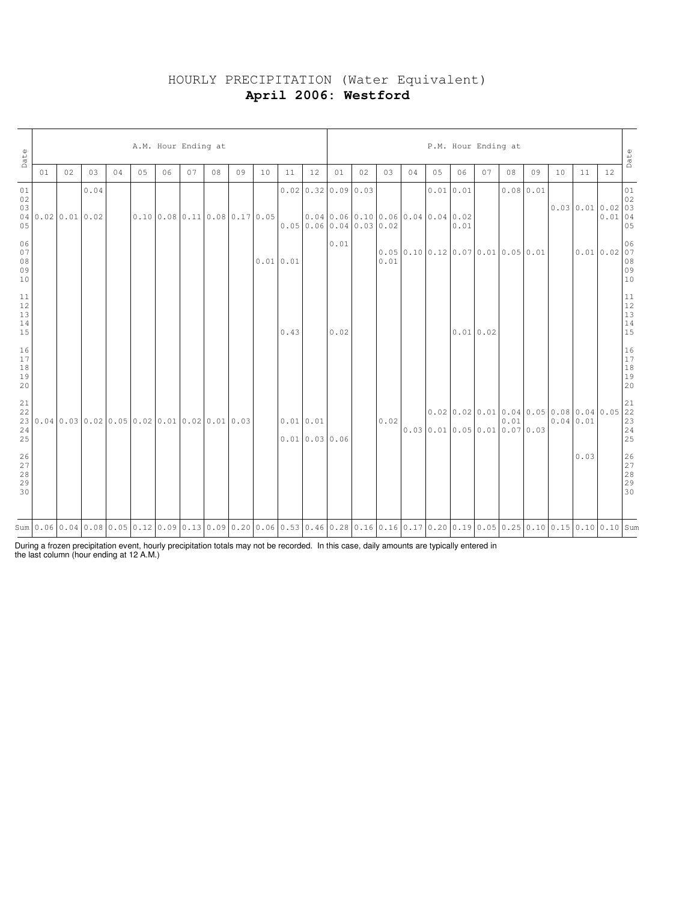# HOURLY PRECIPITATION (Water Equivalent)

**April 2006: Westford**

| Date | A.M. Hour Ending at | | | | | | | | | | | | P.M. Hour Ending at | | | | | | | | | | | | Date |
|---|---|---|---|---|---|---|---|---|---|---|---|---|---|---|---|---|---|---|---|---|---|---|---|---|---|
| | 01 | 02 | 03 | 04 | 05 | 06 | 07 | 08 | 09 | 10 | 11 | 12 | 01 | 02 | 03 | 04 | 05 | 06 | 07 | 08 | 09 | 10 | 11 | 12 | |
| 01 | | | 0.04 | | | | | | | | 0.02 | 0.32 | 0.09 | 0.03 | | | 0.01 | 0.01 | | 0.08 | 0.01 | | | | 01 |
| 02 | | | | | | | | | | | | | | | | | | | | | | | | | 02 |
| 03 | | | | | | | | | | | | | | | | | | | | | | 0.03 | 0.01 | 0.02 | 03 |
| 04 | 0.02 | 0.01 | 0.02 | | 0.10 | 0.08 | 0.11 | 0.08 | 0.17 | 0.05 | | 0.04 | 0.06 | 0.10 | 0.06 | 0.04 | 0.04 | 0.02 | | | | | | 0.01 | 04 |
| 05 | | | | | | | | | | | 0.05 | 0.06 | 0.04 | 0.03 | 0.02 | | | 0.01 | | | | | | | 05 |
| 06 | | | | | | | | | | | | | 0.01 | | | | | | | | | | | | 06 |
| 07 | | | | | | | | | | | | | | | 0.05 | 0.10 | 0.12 | 0.07 | 0.01 | 0.05 | 0.01 | | 0.01 | 0.02 | 07 |
| 08 | | | | | | | | | | 0.01 | 0.01 | | | | 0.01 | | | | | | | | | | 08 |
| 09 | | | | | | | | | | | | | | | | | | | | | | | | | 09 |
| 10 | | | | | | | | | | | | | | | | | | | | | | | | | 10 |
| 11 | | | | | | | | | | | | | | | | | | | | | | | | | 11 |
| 12 | | | | | | | | | | | | | | | | | | | | | | | | | 12 |
| 13 | | | | | | | | | | | | | | | | | | | | | | | | | 13 |
| 14 | | | | | | | | | | | | | | | | | | | | | | | | | 14 |
| 15 | | | | | | | | | | | 0.43 | | 0.02 | | | | | 0.01 | 0.02 | | | | | | 15 |
| 16 | | | | | | | | | | | | | | | | | | | | | | | | | 16 |
| 17 | | | | | | | | | | | | | | | | | | | | | | | | | 17 |
| 18 | | | | | | | | | | | | | | | | | | | | | | | | | 18 |
| 19 | | | | | | | | | | | | | | | | | | | | | | | | | 19 |
| 20 | | | | | | | | | | | | | | | | | | | | | | | | | 20 |
| 21 | | | | | | | | | | | | | | | | | | | | | | | | | 21 |
| 22 | | | | | | | | | | | | | | | | | 0.02 | 0.02 | 0.01 | 0.04 | 0.05 | 0.08 | 0.04 | 0.05 | 22 |
| 23 | 0.04 | 0.03 | 0.02 | 0.05 | 0.02 | 0.01 | 0.02 | 0.01 | 0.03 | | 0.01 | 0.01 | | | 0.02 | | | | | 0.01 | | 0.04 | 0.01 | | 23 |
| 24 | | | | | | | | | | | | | | | | 0.03 | 0.01 | 0.05 | 0.01 | 0.07 | 0.03 | | | | 24 |
| 25 | | | | | | | | | | | 0.01 | 0.03 | 0.06 | | | | | | | | | | | | 25 |
| 26 | | | | | | | | | | | | | | | | | | | | | | | 0.03 | | 26 |
| 27 | | | | | | | | | | | | | | | | | | | | | | | | | 27 |
| 28 | | | | | | | | | | | | | | | | | | | | | | | | | 28 |
| 29 | | | | | | | | | | | | | | | | | | | | | | | | | 29 |
| 30 | | | | | | | | | | | | | | | | | | | | | | | | | 30 |
| Sum | 0.06 | 0.04 | 0.08 | 0.05 | 0.12 | 0.09 | 0.13 | 0.09 | 0.20 | 0.06 | 0.53 | 0.46 | 0.28 | 0.16 | 0.16 | 0.17 | 0.20 | 0.19 | 0.05 | 0.25 | 0.10 | 0.15 | 0.10 | 0.10 | Sum |

During a frozen precipitation event, hourly precipitation totals may not be recorded. In this case, daily amounts are typically entered in the last column (hour ending at 12 A.M.)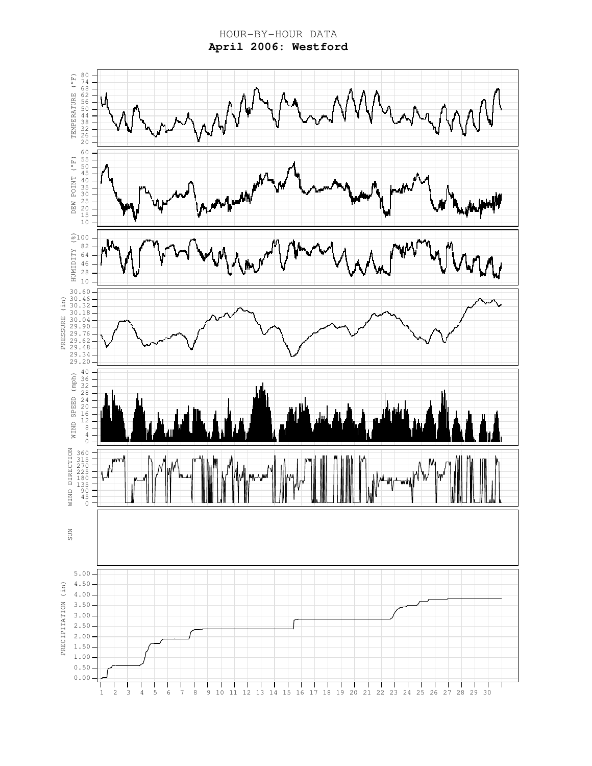HOUR-BY-HOUR DATA

# April 2006: Westford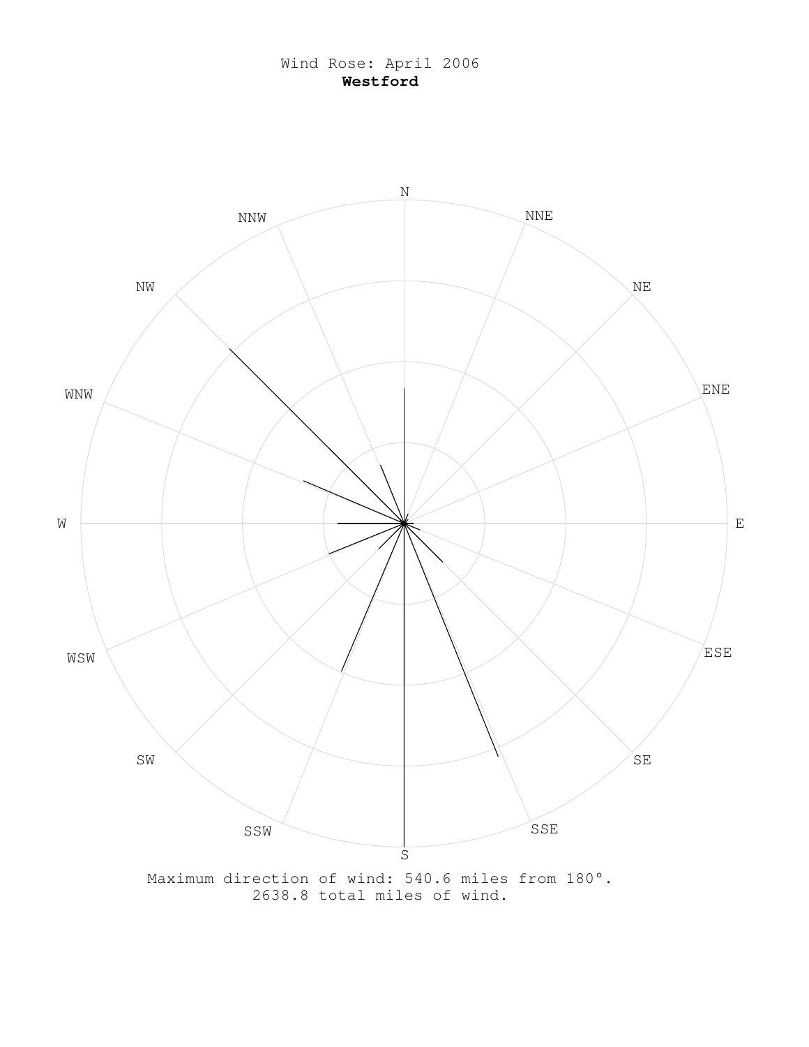Wind Rose: April 2006

**Westford**

N

NNE

NE

ENE

E

ESE

SE

SSE

S

SSW

SW

WSW

W

WNW

NW

NNW

Maximum direction of wind: 540.6 miles from 180°.

2638.8 total miles of wind.